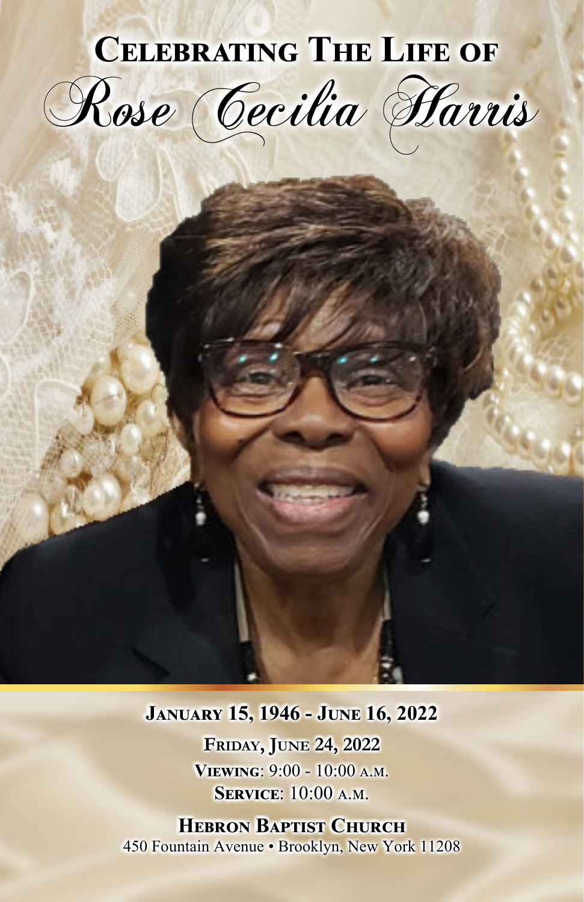# Celebrating The Life of

# *Rose Cecilia Harris*

**January 15, 1946 - June 16, 2022**

**Friday, June 24, 2022**

**Viewing**: 9:00 - 10:00 a.m.

**Service**: 10:00 a.m.

**Hebron Baptist Church**

450 Fountain Avenue • Brooklyn, New York 11208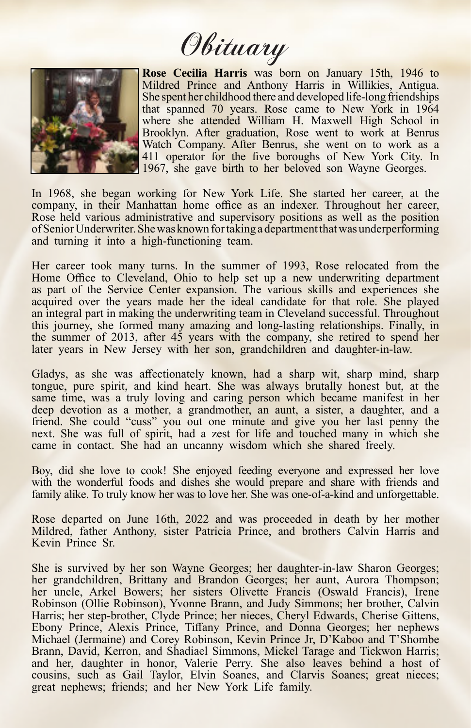# Obituary

**Rose Cecilia Harris** was born on January 15th, 1946 to Mildred Prince and Anthony Harris in Willikies, Antigua. She spent her childhood there and developed life-long friendships that spanned 70 years. Rose came to New York in 1964 where she attended William H. Maxwell High School in Brooklyn. After graduation, Rose went to work at Benrus Watch Company. After Benrus, she went on to work as a 411 operator for the five boroughs of New York City. In 1967, she gave birth to her beloved son Wayne Georges.

In 1968, she began working for New York Life. She started her career, at the company, in their Manhattan home office as an indexer. Throughout her career, Rose held various administrative and supervisory positions as well as the position of Senior Underwriter. She was known for taking a department that was underperforming and turning it into a high-functioning team.

Her career took many turns. In the summer of 1993, Rose relocated from the Home Office to Cleveland, Ohio to help set up a new underwriting department as part of the Service Center expansion. The various skills and experiences she acquired over the years made her the ideal candidate for that role. She played an integral part in making the underwriting team in Cleveland successful. Throughout this journey, she formed many amazing and long-lasting relationships. Finally, in the summer of 2013, after 45 years with the company, she retired to spend her later years in New Jersey with her son, grandchildren and daughter-in-law.

Gladys, as she was affectionately known, had a sharp wit, sharp mind, sharp tongue, pure spirit, and kind heart. She was always brutally honest but, at the same time, was a truly loving and caring person which became manifest in her deep devotion as a mother, a grandmother, an aunt, a sister, a daughter, and a friend. She could "cuss" you out one minute and give you her last penny the next. She was full of spirit, had a zest for life and touched many in which she came in contact. She had an uncanny wisdom which she shared freely.

Boy, did she love to cook! She enjoyed feeding everyone and expressed her love with the wonderful foods and dishes she would prepare and share with friends and family alike. To truly know her was to love her. She was one-of-a-kind and unforgettable.

Rose departed on June 16th, 2022 and was proceeded in death by her mother Mildred, father Anthony, sister Patricia Prince, and brothers Calvin Harris and Kevin Prince Sr.

She is survived by her son Wayne Georges; her daughter-in-law Sharon Georges; her grandchildren, Brittany and Brandon Georges; her aunt, Aurora Thompson; her uncle, Arkel Bowers; her sisters Olivette Francis (Oswald Francis), Irene Robinson (Ollie Robinson), Yvonne Brann, and Judy Simmons; her brother, Calvin Harris; her step-brother, Clyde Prince; her nieces, Cheryl Edwards, Cherise Gittens, Ebony Prince, Alexis Prince, Tiffany Prince, and Donna Georges; her nephews Michael (Jermaine) and Corey Robinson, Kevin Prince Jr, D'Kaboo and T'Shombe Brann, David, Kerron, and Shadiael Simmons, Mickel Tarage and Tickwon Harris; and her, daughter in honor, Valerie Perry. She also leaves behind a host of cousins, such as Gail Taylor, Elvin Soanes, and Clarvis Soanes; great nieces; great nephews; friends; and her New York Life family.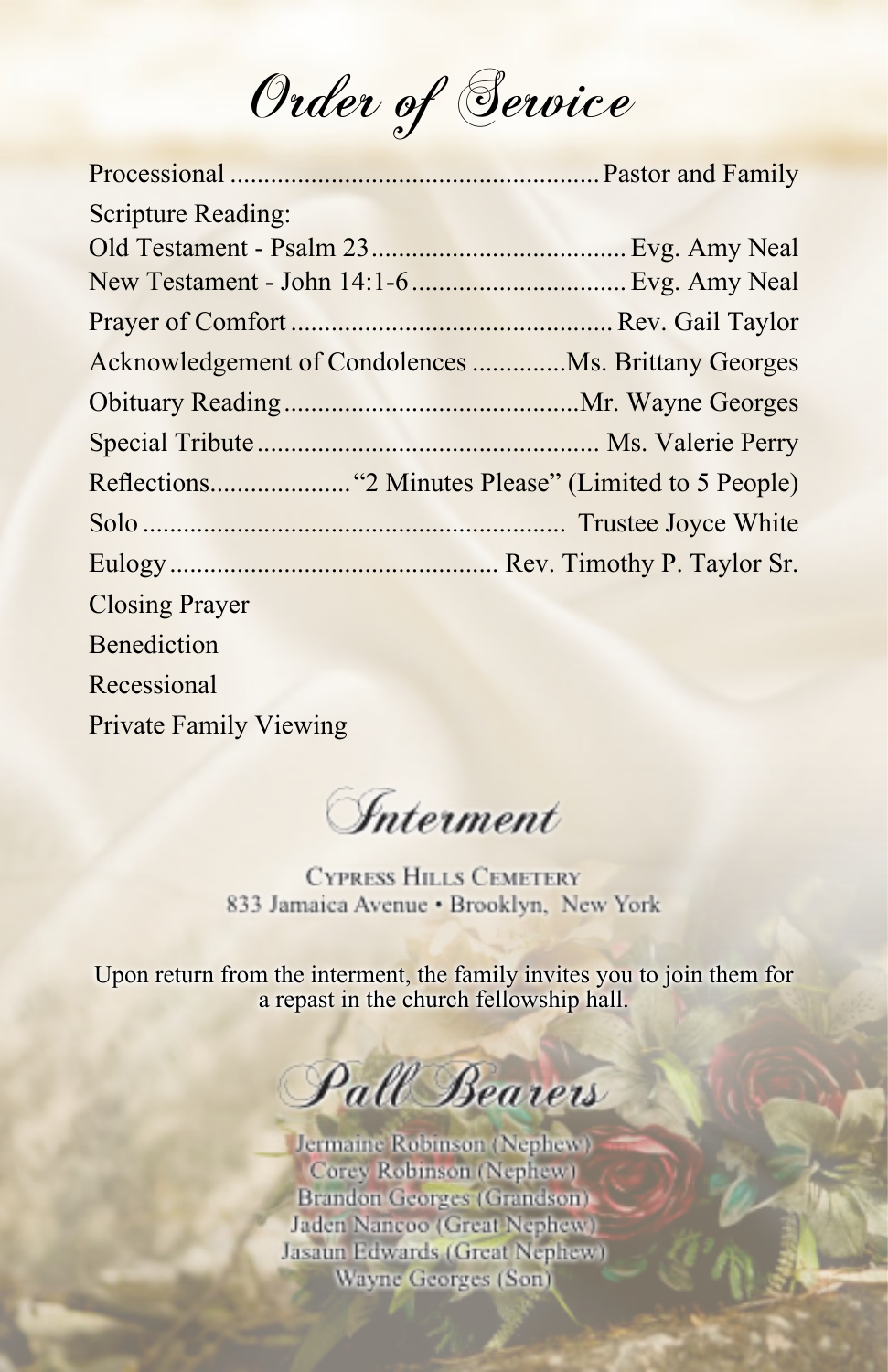# Order of Service

Processional ........................................................ Pastor and Family

Scripture Reading:

Old Testament - Psalm 23 ....................................... Evg. Amy Neal

New Testament - John 14:1-6 ................................ Evg. Amy Neal

Prayer of Comfort ................................................ Rev. Gail Taylor

Acknowledgement of Condolences .............. Ms. Brittany Georges

Obituary Reading ............................................ Mr. Wayne Georges

Special Tribute ................................................... Ms. Valerie Perry

Reflections..................... "2 Minutes Please" (Limited to 5 People)

Solo ............................................................... Trustee Joyce White

Eulogy ................................................. Rev. Timothy P. Taylor Sr.

Closing Prayer

Benediction

Recessional

Private Family Viewing

## Interment

CYPRESS HILLS CEMETERY
833 Jamaica Avenue • Brooklyn, New York

Upon return from the interment, the family invites you to join them for a repast in the church fellowship hall.

## Pall Bearers

Jermaine Robinson (Nephew)
Corey Robinson (Nephew)
Brandon Georges (Grandson)
Jaden Nancoo (Great Nephew)
Jasaun Edwards (Great Nephew)
Wayne Georges (Son)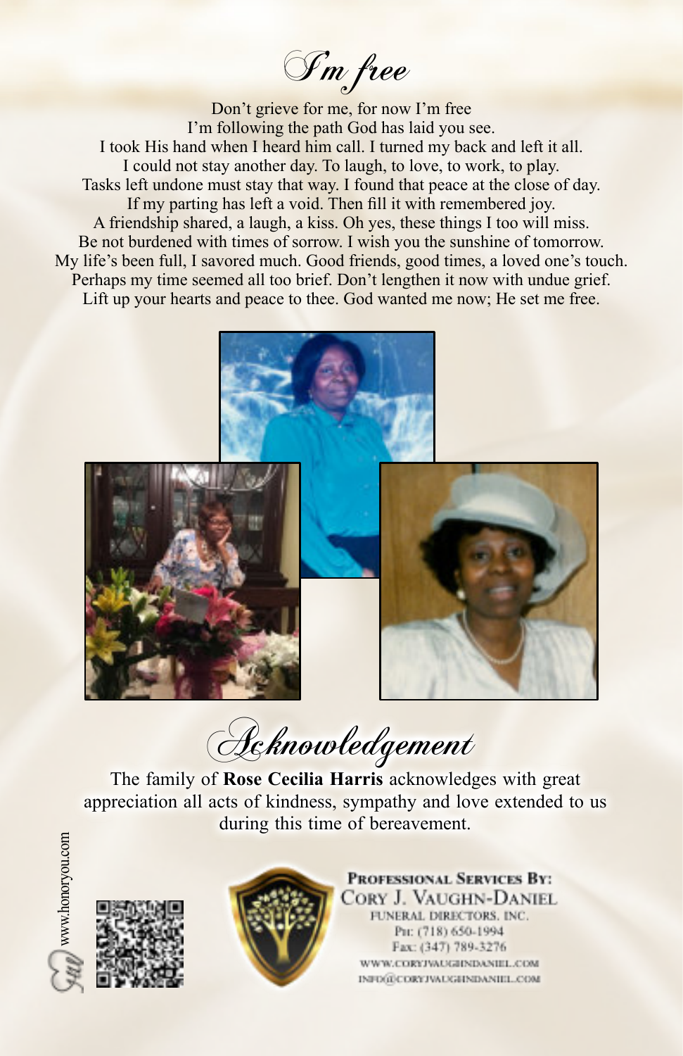# I'm free

Don't grieve for me, for now I'm free
I'm following the path God has laid you see.
I took His hand when I heard him call. I turned my back and left it all.
I could not stay another day. To laugh, to love, to work, to play.
Tasks left undone must stay that way. I found that peace at the close of day.
If my parting has left a void. Then fill it with remembered joy.
A friendship shared, a laugh, a kiss. Oh yes, these things I too will miss.
Be not burdened with times of sorrow. I wish you the sunshine of tomorrow.
My life's been full, I savored much. Good friends, good times, a loved one's touch.
Perhaps my time seemed all too brief. Don't lengthen it now with undue grief.
Lift up your hearts and peace to thee. God wanted me now; He set me free.

# Acknowledgement

The family of **Rose Cecilia Harris** acknowledges with great appreciation all acts of kindness, sympathy and love extended to us during this time of bereavement.

www.honoryou.com

**PROFESSIONAL SERVICES BY:**
CORY J. VAUGHN-DANIEL
FUNERAL DIRECTORS, INC.
PH: (718) 650-1994
FAX: (347) 789-3276
WWW.CORYJVAUGHNDANIEL.COM
INFO@CORYJVAUGHNDANIEL.COM